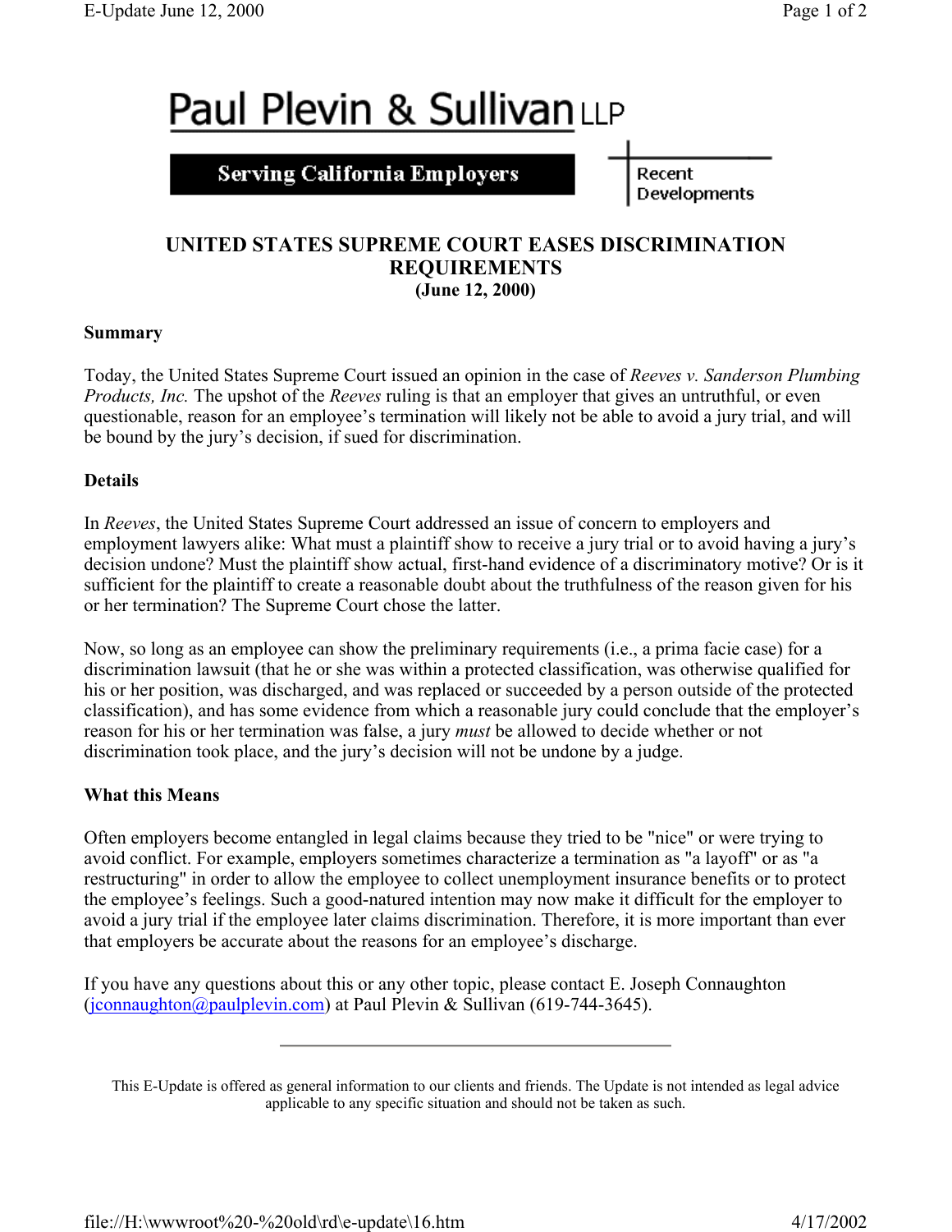# Paul Plevin & Sullivan LLP

**Serving California Employers**

Recent Developments

## UNITED STATES SUPREME COURT EASES DISCRIMINATION REQUIREMENTS

**(June 12, 2000)**

### Summary

Today, the United States Supreme Court issued an opinion in the case of *Reeves v. Sanderson Plumbing Products, Inc.* The upshot of the *Reeves* ruling is that an employer that gives an untruthful, or even questionable, reason for an employee's termination will likely not be able to avoid a jury trial, and will be bound by the jury's decision, if sued for discrimination.

### Details

In *Reeves*, the United States Supreme Court addressed an issue of concern to employers and employment lawyers alike: What must a plaintiff show to receive a jury trial or to avoid having a jury's decision undone? Must the plaintiff show actual, first-hand evidence of a discriminatory motive? Or is it sufficient for the plaintiff to create a reasonable doubt about the truthfulness of the reason given for his or her termination? The Supreme Court chose the latter.

Now, so long as an employee can show the preliminary requirements (i.e., a prima facie case) for a discrimination lawsuit (that he or she was within a protected classification, was otherwise qualified for his or her position, was discharged, and was replaced or succeeded by a person outside of the protected classification), and has some evidence from which a reasonable jury could conclude that the employer's reason for his or her termination was false, a jury *must* be allowed to decide whether or not discrimination took place, and the jury's decision will not be undone by a judge.

### What this Means

Often employers become entangled in legal claims because they tried to be "nice" or were trying to avoid conflict. For example, employers sometimes characterize a termination as "a layoff" or as "a restructuring" in order to allow the employee to collect unemployment insurance benefits or to protect the employee's feelings. Such a good-natured intention may now make it difficult for the employer to avoid a jury trial if the employee later claims discrimination. Therefore, it is more important than ever that employers be accurate about the reasons for an employee's discharge.

If you have any questions about this or any other topic, please contact E. Joseph Connaughton (jconnaughton@paulplevin.com) at Paul Plevin & Sullivan (619-744-3645).

---

This E-Update is offered as general information to our clients and friends. The Update is not intended as legal advice applicable to any specific situation and should not be taken as such.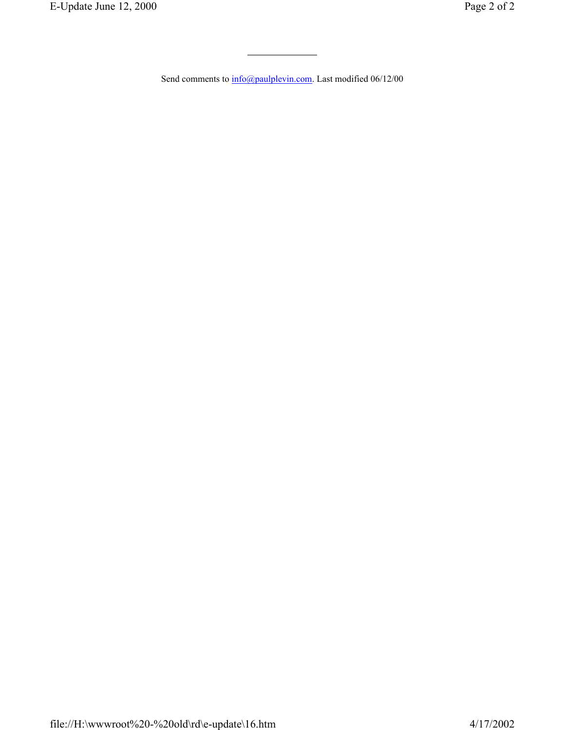---

Send comments to info@paulplevin.com. Last modified 06/12/00